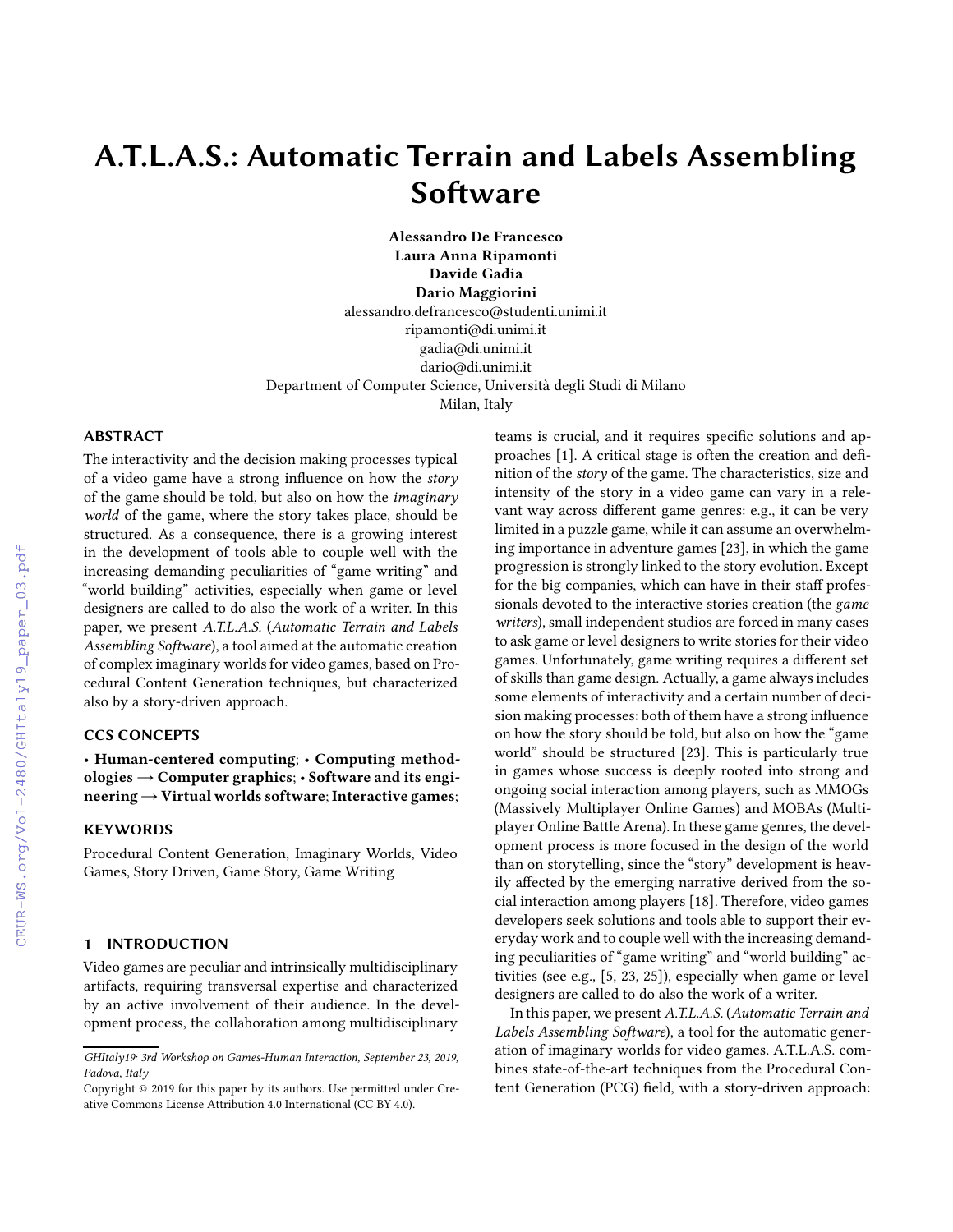# A.T.L.A.S.: Automatic Terrain and Labels Assembling Software

**Alessandro De Francesco**
**Laura Anna Ripamonti**
**Davide Gadia**
**Dario Maggiorini**

alessandro.defrancesco@studenti.unimi.it
ripamonti@di.unimi.it
gadia@di.unimi.it
dario@di.unimi.it

Department of Computer Science, Università degli Studi di Milano
Milan, Italy

## ABSTRACT

The interactivity and the decision making processes typical of a video game have a strong influence on how the *story* of the game should be told, but also on how the *imaginary world* of the game, where the story takes place, should be structured. As a consequence, there is a growing interest in the development of tools able to couple well with the increasing demanding peculiarities of "game writing" and "world building" activities, especially when game or level designers are called to do also the work of a writer. In this paper, we present *A.T.L.A.S.* (*Automatic Terrain and Labels Assembling Software*), a tool aimed at the automatic creation of complex imaginary worlds for video games, based on Procedural Content Generation techniques, but characterized also by a story-driven approach.

## CCS CONCEPTS

• **Human-centered computing**; • **Computing methodologies → Computer graphics**; • **Software and its engineering → Virtual worlds software**; **Interactive games**;

## KEYWORDS

Procedural Content Generation, Imaginary Worlds, Video Games, Story Driven, Game Story, Game Writing

## 1 INTRODUCTION

Video games are peculiar and intrinsically multidisciplinary artifacts, requiring transversal expertise and characterized by an active involvement of their audience. In the development process, the collaboration among multidisciplinary teams is crucial, and it requires specific solutions and approaches [1]. A critical stage is often the creation and definition of the *story* of the game. The characteristics, size and intensity of the story in a video game can vary in a relevant way across different game genres: e.g., it can be very limited in a puzzle game, while it can assume an overwhelming importance in adventure games [23], in which the game progression is strongly linked to the story evolution. Except for the big companies, which can have in their staff professionals devoted to the interactive stories creation (the *game writers*), small independent studios are forced in many cases to ask game or level designers to write stories for their video games. Unfortunately, game writing requires a different set of skills than game design. Actually, a game always includes some elements of interactivity and a certain number of decision making processes: both of them have a strong influence on how the story should be told, but also on how the "game world" should be structured [23]. This is particularly true in games whose success is deeply rooted into strong and ongoing social interaction among players, such as MMOGs (Massively Multiplayer Online Games) and MOBAs (Multiplayer Online Battle Arena). In these game genres, the development process is more focused in the design of the world than on storytelling, since the "story" development is heavily affected by the emerging narrative derived from the social interaction among players [18]. Therefore, video games developers seek solutions and tools able to support their everyday work and to couple well with the increasing demanding peculiarities of "game writing" and "world building" activities (see e.g., [5, 23, 25]), especially when game or level designers are called to do also the work of a writer.

In this paper, we present *A.T.L.A.S.* (*Automatic Terrain and Labels Assembling Software*), a tool for the automatic generation of imaginary worlds for video games. A.T.L.A.S. combines state-of-the-art techniques from the Procedural Content Generation (PCG) field, with a story-driven approach:

*GHItaly19: 3rd Workshop on Games-Human Interaction, September 23, 2019, Padova, Italy*
Copyright © 2019 for this paper by its authors. Use permitted under Creative Commons License Attribution 4.0 International (CC BY 4.0).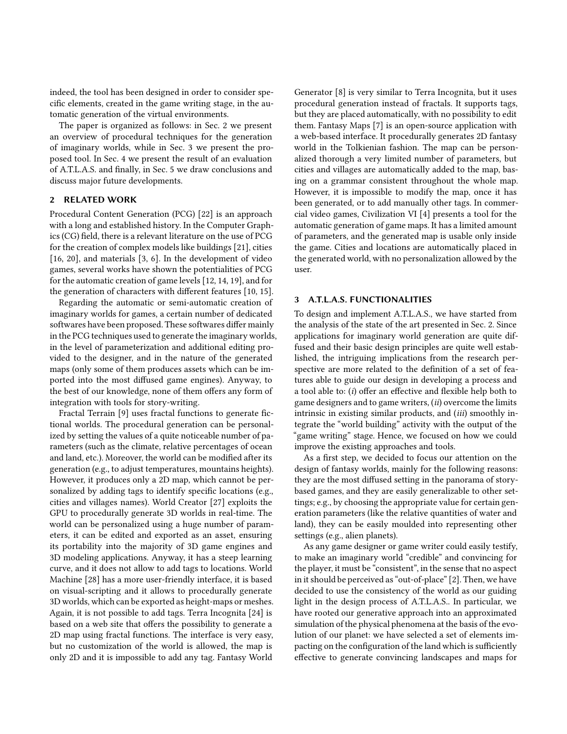indeed, the tool has been designed in order to consider specific elements, created in the game writing stage, in the automatic generation of the virtual environments.

The paper is organized as follows: in Sec. 2 we present an overview of procedural techniques for the generation of imaginary worlds, while in Sec. 3 we present the proposed tool. In Sec. 4 we present the result of an evaluation of A.T.L.A.S. and finally, in Sec. 5 we draw conclusions and discuss major future developments.

## 2 RELATED WORK

Procedural Content Generation (PCG) [22] is an approach with a long and established history. In the Computer Graphics (CG) field, there is a relevant literature on the use of PCG for the creation of complex models like buildings [21], cities [16, 20], and materials [3, 6]. In the development of video games, several works have shown the potentialities of PCG for the automatic creation of game levels [12, 14, 19], and for the generation of characters with different features [10, 15].

Regarding the automatic or semi-automatic creation of imaginary worlds for games, a certain number of dedicated softwares have been proposed. These softwares differ mainly in the PCG techniques used to generate the imaginary worlds, in the level of parameterization and additional editing provided to the designer, and in the nature of the generated maps (only some of them produces assets which can be imported into the most diffused game engines). Anyway, to the best of our knowledge, none of them offers any form of integration with tools for story-writing.

Fractal Terrain [9] uses fractal functions to generate fictional worlds. The procedural generation can be personalized by setting the values of a quite noticeable number of parameters (such as the climate, relative percentages of ocean and land, etc.). Moreover, the world can be modified after its generation (e.g., to adjust temperatures, mountains heights). However, it produces only a 2D map, which cannot be personalized by adding tags to identify specific locations (e.g., cities and villages names). World Creator [27] exploits the GPU to procedurally generate 3D worlds in real-time. The world can be personalized using a huge number of parameters, it can be edited and exported as an asset, ensuring its portability into the majority of 3D game engines and 3D modeling applications. Anyway, it has a steep learning curve, and it does not allow to add tags to locations. World Machine [28] has a more user-friendly interface, it is based on visual-scripting and it allows to procedurally generate 3D worlds, which can be exported as height-maps or meshes. Again, it is not possible to add tags. Terra Incognita [24] is based on a web site that offers the possibility to generate a 2D map using fractal functions. The interface is very easy, but no customization of the world is allowed, the map is only 2D and it is impossible to add any tag. Fantasy World Generator [8] is very similar to Terra Incognita, but it uses procedural generation instead of fractals. It supports tags, but they are placed automatically, with no possibility to edit them. Fantasy Maps [7] is an open-source application with a web-based interface. It procedurally generates 2D fantasy world in the Tolkienian fashion. The map can be personalized thorough a very limited number of parameters, but cities and villages are automatically added to the map, basing on a grammar consistent throughout the whole map. However, it is impossible to modify the map, once it has been generated, or to add manually other tags. In commercial video games, Civilization VI [4] presents a tool for the automatic generation of game maps. It has a limited amount of parameters, and the generated map is usable only inside the game. Cities and locations are automatically placed in the generated world, with no personalization allowed by the user.

## 3 A.T.L.A.S. FUNCTIONALITIES

To design and implement A.T.L.A.S., we have started from the analysis of the state of the art presented in Sec. 2. Since applications for imaginary world generation are quite diffused and their basic design principles are quite well established, the intriguing implications from the research perspective are more related to the definition of a set of features able to guide our design in developing a process and a tool able to: (*i*) offer an effective and flexible help both to game designers and to game writers, (*ii*) overcome the limits intrinsic in existing similar products, and (*iii*) smoothly integrate the "world building" activity with the output of the "game writing" stage. Hence, we focused on how we could improve the existing approaches and tools.

As a first step, we decided to focus our attention on the design of fantasy worlds, mainly for the following reasons: they are the most diffused setting in the panorama of story-based games, and they are easily generalizable to other settings; e.g., by choosing the appropriate value for certain generation parameters (like the relative quantities of water and land), they can be easily moulded into representing other settings (e.g., alien planets).

As any game designer or game writer could easily testify, to make an imaginary world "credible" and convincing for the player, it must be "consistent", in the sense that no aspect in it should be perceived as "out-of-place" [2]. Then, we have decided to use the consistency of the world as our guiding light in the design process of A.T.L.A.S.. In particular, we have rooted our generative approach into an approximated simulation of the physical phenomena at the basis of the evolution of our planet: we have selected a set of elements impacting on the configuration of the land which is sufficiently effective to generate convincing landscapes and maps for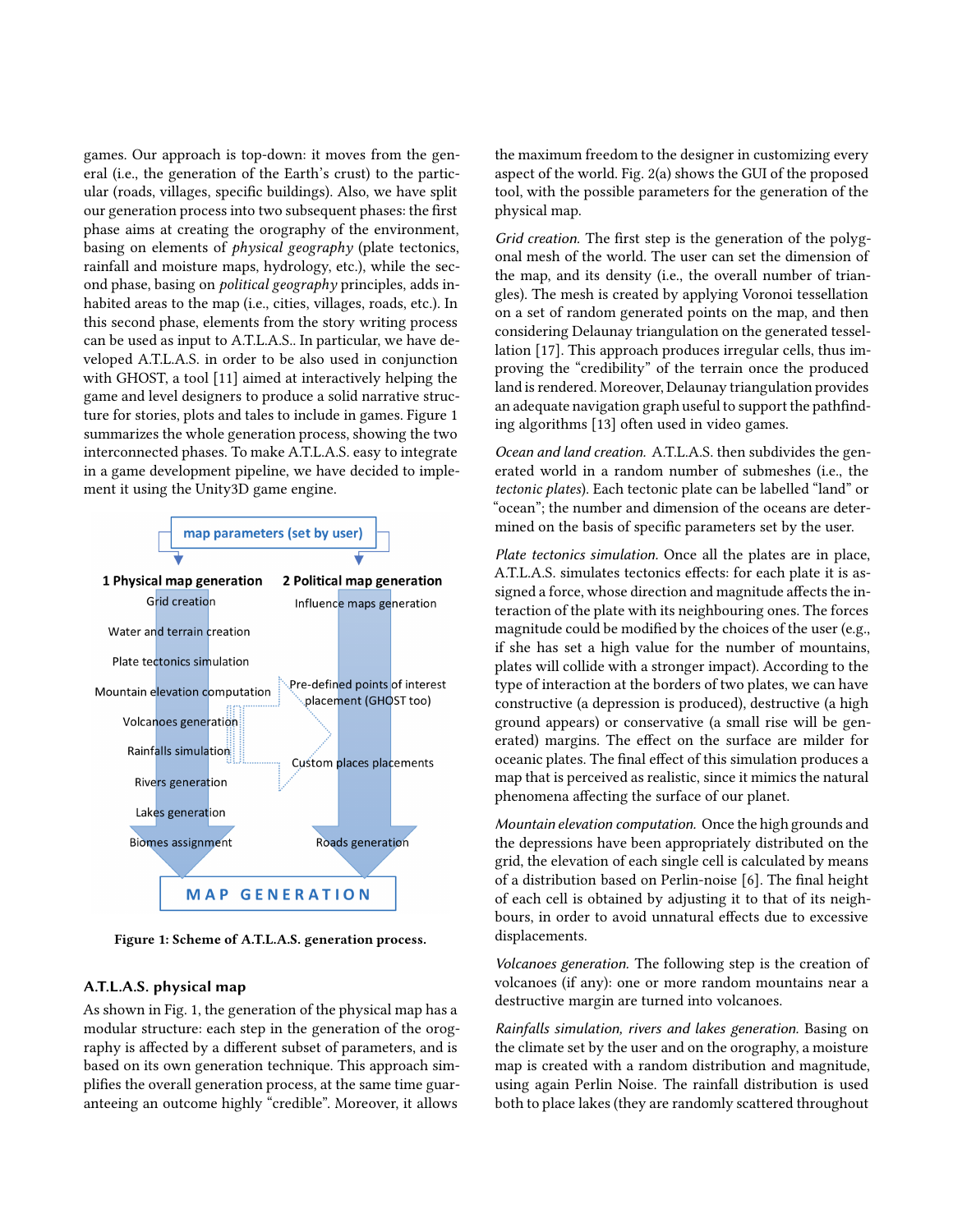games. Our approach is top-down: it moves from the general (i.e., the generation of the Earth's crust) to the particular (roads, villages, specific buildings). Also, we have split our generation process into two subsequent phases: the first phase aims at creating the orography of the environment, basing on elements of *physical geography* (plate tectonics, rainfall and moisture maps, hydrology, etc.), while the second phase, basing on *political geography* principles, adds inhabited areas to the map (i.e., cities, villages, roads, etc.). In this second phase, elements from the story writing process can be used as input to A.T.L.A.S.. In particular, we have developed A.T.L.A.S. in order to be also used in conjunction with GHOST, a tool [11] aimed at interactively helping the game and level designers to produce a solid narrative structure for stories, plots and tales to include in games. Figure 1 summarizes the whole generation process, showing the two interconnected phases. To make A.T.L.A.S. easy to integrate in a game development pipeline, we have decided to implement it using the Unity3D game engine.

map parameters (set by user)

**1 Physical map generation**
- Grid creation
- Water and terrain creation
- Plate tectonics simulation
- Mountain elevation computation
- Volcanoes generation
- Rainfalls simulation
- Rivers generation
- Lakes generation
- Biomes assignment

**2 Political map generation**
- Influence maps generation
- Pre-defined points of interest placement (GHOST too)
- Custom places placements
- Roads generation

MAP GENERATION

**Figure 1: Scheme of A.T.L.A.S. generation process.**

### A.T.L.A.S. physical map

As shown in Fig. 1, the generation of the physical map has a modular structure: each step in the generation of the orography is affected by a different subset of parameters, and is based on its own generation technique. This approach simplifies the overall generation process, at the same time guaranteeing an outcome highly "credible". Moreover, it allows the maximum freedom to the designer in customizing every aspect of the world. Fig. 2(a) shows the GUI of the proposed tool, with the possible parameters for the generation of the physical map.

*Grid creation.* The first step is the generation of the polygonal mesh of the world. The user can set the dimension of the map, and its density (i.e., the overall number of triangles). The mesh is created by applying Voronoi tessellation on a set of random generated points on the map, and then considering Delaunay triangulation on the generated tessellation [17]. This approach produces irregular cells, thus improving the "credibility" of the terrain once the produced land is rendered. Moreover, Delaunay triangulation provides an adequate navigation graph useful to support the pathfinding algorithms [13] often used in video games.

*Ocean and land creation.* A.T.L.A.S. then subdivides the generated world in a random number of submeshes (i.e., the *tectonic plates*). Each tectonic plate can be labelled "land" or "ocean"; the number and dimension of the oceans are determined on the basis of specific parameters set by the user.

*Plate tectonics simulation.* Once all the plates are in place, A.T.L.A.S. simulates tectonics effects: for each plate it is assigned a force, whose direction and magnitude affects the interaction of the plate with its neighbouring ones. The forces magnitude could be modified by the choices of the user (e.g., if she has set a high value for the number of mountains, plates will collide with a stronger impact). According to the type of interaction at the borders of two plates, we can have constructive (a depression is produced), destructive (a high ground appears) or conservative (a small rise will be generated) margins. The effect on the surface are milder for oceanic plates. The final effect of this simulation produces a map that is perceived as realistic, since it mimics the natural phenomena affecting the surface of our planet.

*Mountain elevation computation.* Once the high grounds and the depressions have been appropriately distributed on the grid, the elevation of each single cell is calculated by means of a distribution based on Perlin-noise [6]. The final height of each cell is obtained by adjusting it to that of its neighbours, in order to avoid unnatural effects due to excessive displacements.

*Volcanoes generation.* The following step is the creation of volcanoes (if any): one or more random mountains near a destructive margin are turned into volcanoes.

*Rainfalls simulation, rivers and lakes generation.* Basing on the climate set by the user and on the orography, a moisture map is created with a random distribution and magnitude, using again Perlin Noise. The rainfall distribution is used both to place lakes (they are randomly scattered throughout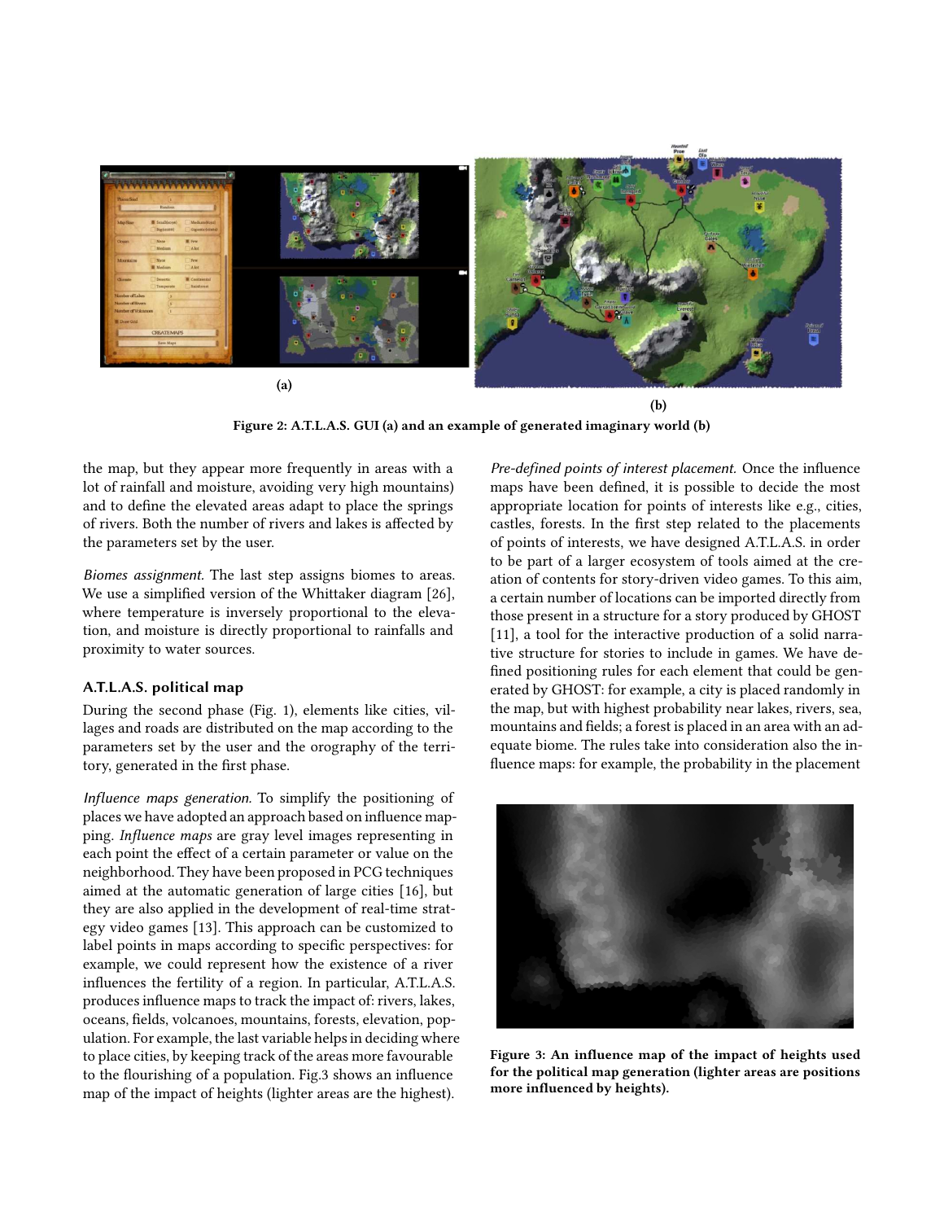Figure 2: A.T.L.A.S. GUI (a) and an example of generated imaginary world (b)

the map, but they appear more frequently in areas with a lot of rainfall and moisture, avoiding very high mountains) and to define the elevated areas adapt to place the springs of rivers. Both the number of rivers and lakes is affected by the parameters set by the user.

*Biomes assignment.* The last step assigns biomes to areas. We use a simplified version of the Whittaker diagram [26], where temperature is inversely proportional to the elevation, and moisture is directly proportional to rainfalls and proximity to water sources.

### A.T.L.A.S. political map

During the second phase (Fig. 1), elements like cities, villages and roads are distributed on the map according to the parameters set by the user and the orography of the territory, generated in the first phase.

*Influence maps generation.* To simplify the positioning of places we have adopted an approach based on influence mapping. *Influence maps* are gray level images representing in each point the effect of a certain parameter or value on the neighborhood. They have been proposed in PCG techniques aimed at the automatic generation of large cities [16], but they are also applied in the development of real-time strategy video games [13]. This approach can be customized to label points in maps according to specific perspectives: for example, we could represent how the existence of a river influences the fertility of a region. In particular, A.T.L.A.S. produces influence maps to track the impact of: rivers, lakes, oceans, fields, volcanoes, mountains, forests, elevation, population. For example, the last variable helps in deciding where to place cities, by keeping track of the areas more favourable to the flourishing of a population. Fig.3 shows an influence map of the impact of heights (lighter areas are the highest).

*Pre-defined points of interest placement.* Once the influence maps have been defined, it is possible to decide the most appropriate location for points of interests like e.g., cities, castles, forests. In the first step related to the placements of points of interests, we have designed A.T.L.A.S. in order to be part of a larger ecosystem of tools aimed at the creation of contents for story-driven video games. To this aim, a certain number of locations can be imported directly from those present in a structure for a story produced by GHOST [11], a tool for the interactive production of a solid narrative structure for stories to include in games. We have defined positioning rules for each element that could be generated by GHOST: for example, a city is placed randomly in the map, but with highest probability near lakes, rivers, sea, mountains and fields; a forest is placed in an area with an adequate biome. The rules take into consideration also the influence maps: for example, the probability in the placement

Figure 3: An influence map of the impact of heights used for the political map generation (lighter areas are positions more influenced by heights).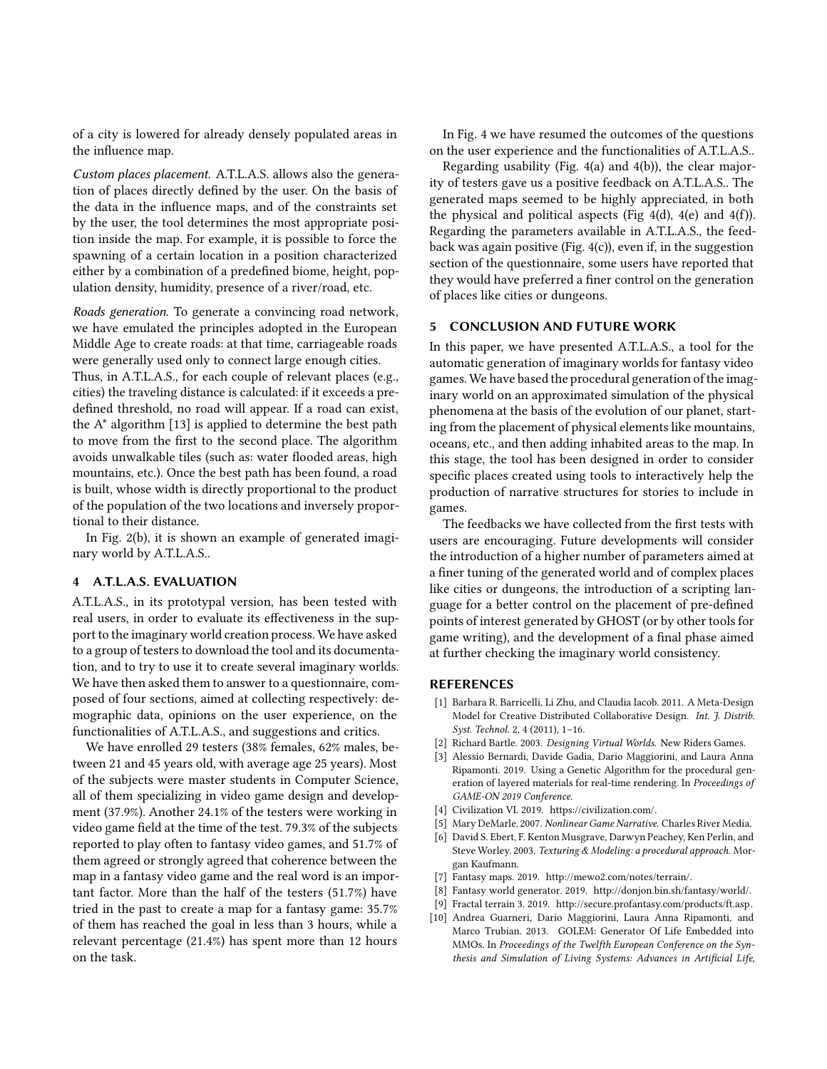of a city is lowered for already densely populated areas in the influence map.

*Custom places placement.* A.T.L.A.S. allows also the generation of places directly defined by the user. On the basis of the data in the influence maps, and of the constraints set by the user, the tool determines the most appropriate position inside the map. For example, it is possible to force the spawning of a certain location in a position characterized either by a combination of a predefined biome, height, population density, humidity, presence of a river/road, etc.

*Roads generation.* To generate a convincing road network, we have emulated the principles adopted in the European Middle Age to create roads: at that time, carriageable roads were generally used only to connect large enough cities.
Thus, in A.T.L.A.S., for each couple of relevant places (e.g., cities) the traveling distance is calculated: if it exceeds a predefined threshold, no road will appear. If a road can exist, the A* algorithm [13] is applied to determine the best path to move from the first to the second place. The algorithm avoids unwalkable tiles (such as: water flooded areas, high mountains, etc.). Once the best path has been found, a road is built, whose width is directly proportional to the product of the population of the two locations and inversely proportional to their distance.

In Fig. 2(b), it is shown an example of generated imaginary world by A.T.L.A.S..

## 4 A.T.L.A.S. EVALUATION

A.T.L.A.S., in its prototypal version, has been tested with real users, in order to evaluate its effectiveness in the support to the imaginary world creation process. We have asked to a group of testers to download the tool and its documentation, and to try to use it to create several imaginary worlds. We have then asked them to answer to a questionnaire, composed of four sections, aimed at collecting respectively: demographic data, opinions on the user experience, on the functionalities of A.T.L.A.S., and suggestions and critics.

We have enrolled 29 testers (38% females, 62% males, between 21 and 45 years old, with average age 25 years). Most of the subjects were master students in Computer Science, all of them specializing in video game design and development (37.9%). Another 24.1% of the testers were working in video game field at the time of the test. 79.3% of the subjects reported to play often to fantasy video games, and 51.7% of them agreed or strongly agreed that coherence between the map in a fantasy video game and the real word is an important factor. More than the half of the testers (51.7%) have tried in the past to create a map for a fantasy game: 35.7% of them has reached the goal in less than 3 hours, while a relevant percentage (21.4%) has spent more than 12 hours on the task.

In Fig. 4 we have resumed the outcomes of the questions on the user experience and the functionalities of A.T.L.A.S..

Regarding usability (Fig. 4(a) and 4(b)), the clear majority of testers gave us a positive feedback on A.T.L.A.S.. The generated maps seemed to be highly appreciated, in both the physical and political aspects (Fig 4(d), 4(e) and 4(f)). Regarding the parameters available in A.T.L.A.S., the feedback was again positive (Fig. 4(c)), even if, in the suggestion section of the questionnaire, some users have reported that they would have preferred a finer control on the generation of places like cities or dungeons.

## 5 CONCLUSION AND FUTURE WORK

In this paper, we have presented A.T.L.A.S., a tool for the automatic generation of imaginary worlds for fantasy video games. We have based the procedural generation of the imaginary world on an approximated simulation of the physical phenomena at the basis of the evolution of our planet, starting from the placement of physical elements like mountains, oceans, etc., and then adding inhabited areas to the map. In this stage, the tool has been designed in order to consider specific places created using tools to interactively help the production of narrative structures for stories to include in games.

The feedbacks we have collected from the first tests with users are encouraging. Future developments will consider the introduction of a higher number of parameters aimed at a finer tuning of the generated world and of complex places like cities or dungeons, the introduction of a scripting language for a better control on the placement of pre-defined points of interest generated by GHOST (or by other tools for game writing), and the development of a final phase aimed at further checking the imaginary world consistency.

## REFERENCES

[1] Barbara R. Barricelli, Li Zhu, and Claudia Iacob. 2011. A Meta-Design Model for Creative Distributed Collaborative Design. *Int. J. Distrib. Syst. Technol.* 2, 4 (2011), 1–16.
[2] Richard Bartle. 2003. *Designing Virtual Worlds.* New Riders Games.
[3] Alessio Bernardi, Davide Gadia, Dario Maggiorini, and Laura Anna Ripamonti. 2019. Using a Genetic Algorithm for the procedural generation of layered materials for real-time rendering. In *Proceedings of GAME-ON 2019 Conference.*
[4] Civilization VI. 2019. https://civilization.com/.
[5] Mary DeMarle. 2007. *Nonlinear Game Narrative.* Charles River Media.
[6] David S. Ebert, F. Kenton Musgrave, Darwyn Peachey, Ken Perlin, and Steve Worley. 2003. *Texturing & Modeling: a procedural approach.* Morgan Kaufmann.
[7] Fantasy maps. 2019. http://mewo2.com/notes/terrain/.
[8] Fantasy world generator. 2019. http://donjon.bin.sh/fantasy/world/.
[9] Fractal terrain 3. 2019. http://secure.profantasy.com/products/ft.asp.
[10] Andrea Guarneri, Dario Maggiorini, Laura Anna Ripamonti, and Marco Trubian. 2013. GOLEM: Generator Of Life Embedded into MMOs. In *Proceedings of the Twelfth European Conference on the Synthesis and Simulation of Living Systems: Advances in Artificial Life,*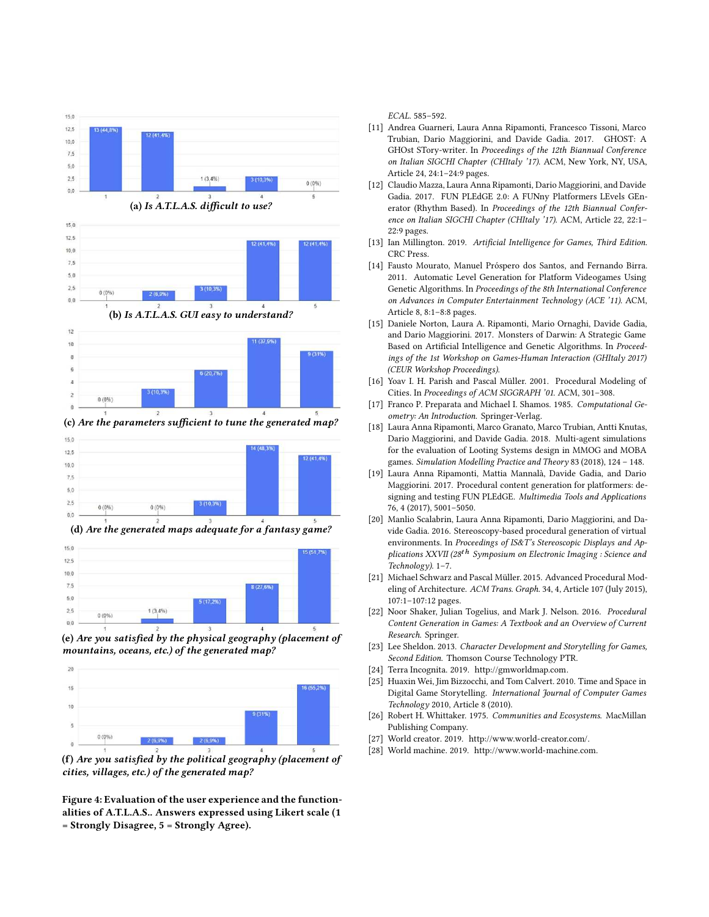15,0
12,5
10,0
7,5
5,0
2,5
0,0

13 (44,8%)
12 (41,4%)
1 (3,4%)
3 (10,3%)
0 (0%)

1 2 3 4 5

(a) *Is A.T.L.A.S. difficult to use?*

15,0
12,5
10,0
7,5
5,0
2,5
0,0

0 (0%)
2 (6,9%)
3 (10,3%)
12 (41,4%)
12 (41,4%)

1 2 3 4 5

(b) *Is A.T.L.A.S. GUI easy to understand?*

12
10
8
6
4
2
0

0 (0%)
3 (10,3%)
6 (20,7%)
11 (37,9%)
9 (31%)

1 2 3 4 5

(c) *Are the parameters sufficient to tune the generated map?*

15,0
12,5
10,0
7,5
5,0
2,5
0,0

0 (0%)
0 (0%)
3 (10,3%)
14 (48,3%)
12 (41,4%)

1 2 3 4 5

(d) *Are the generated maps adequate for a fantasy game?*

15,0
12,5
10,0
7,5
5,0
2,5
0,0

0 (0%)
1 (3,4%)
5 (17,2%)
8 (27,6%)
15 (51,7%)

1 2 3 4 5

(e) *Are you satisfied by the physical geography (placement of mountains, oceans, etc.) of the generated map?*

20
15
10
5
0

0 (0%)
2 (6,9%)
2 (6,9%)
9 (31%)
16 (55,2%)

1 2 3 4 5

(f) *Are you satisfied by the political geography (placement of cities, villages, etc.) of the generated map?*

**Figure 4: Evaluation of the user experience and the functionalities of A.T.L.A.S.. Answers expressed using Likert scale (1 = Strongly Disagree, 5 = Strongly Agree).**

*ECAL*. 585–592.

[11] Andrea Guarneri, Laura Anna Ripamonti, Francesco Tissoni, Marco Trubian, Dario Maggiorini, and Davide Gadia. 2017. GHOST: A GHOst STory-writer. In *Proceedings of the 12th Biannual Conference on Italian SIGCHI Chapter (CHItaly '17)*. ACM, New York, NY, USA, Article 24, 24:1–24:9 pages.

[12] Claudio Mazza, Laura Anna Ripamonti, Dario Maggiorini, and Davide Gadia. 2017. FUN PLEdGE 2.0: A FUNny Platformers LEvels GEnerator (Rhythm Based). In *Proceedings of the 12th Biannual Conference on Italian SIGCHI Chapter (CHItaly '17)*. ACM, Article 22, 22:1–22:9 pages.

[13] Ian Millington. 2019. *Artificial Intelligence for Games, Third Edition*. CRC Press.

[14] Fausto Mourato, Manuel Próspero dos Santos, and Fernando Birra. 2011. Automatic Level Generation for Platform Videogames Using Genetic Algorithms. In *Proceedings of the 8th International Conference on Advances in Computer Entertainment Technology (ACE '11)*. ACM, Article 8, 8:1–8:8 pages.

[15] Daniele Norton, Laura A. Ripamonti, Mario Ornaghi, Davide Gadia, and Dario Maggiorini. 2017. Monsters of Darwin: A Strategic Game Based on Artificial Intelligence and Genetic Algorithms. In *Proceedings of the 1st Workshop on Games-Human Interaction (GHItaly 2017) (CEUR Workshop Proceedings)*.

[16] Yoav I. H. Parish and Pascal Müller. 2001. Procedural Modeling of Cities. In *Proceedings of ACM SIGGRAPH '01*. ACM, 301–308.

[17] Franco P. Preparata and Michael I. Shamos. 1985. *Computational Geometry: An Introduction*. Springer-Verlag.

[18] Laura Anna Ripamonti, Marco Granato, Marco Trubian, Antti Knutas, Dario Maggiorini, and Davide Gadia. 2018. Multi-agent simulations for the evaluation of Looting Systems design in MMOG and MOBA games. *Simulation Modelling Practice and Theory* 83 (2018), 124 – 148.

[19] Laura Anna Ripamonti, Mattia Mannalà, Davide Gadia, and Dario Maggiorini. 2017. Procedural content generation for platformers: designing and testing FUN PLEdGE. *Multimedia Tools and Applications* 76, 4 (2017), 5001–5050.

[20] Manlio Scalabrin, Laura Anna Ripamonti, Dario Maggiorini, and Davide Gadia. 2016. Stereoscopy-based procedural generation of virtual environments. In *Proceedings of IS&T's Stereoscopic Displays and Applications XXVII (28$^{th}$ Symposium on Electronic Imaging : Science and Technology)*. 1–7.

[21] Michael Schwarz and Pascal Müller. 2015. Advanced Procedural Modeling of Architecture. *ACM Trans. Graph.* 34, 4, Article 107 (July 2015), 107:1–107:12 pages.

[22] Noor Shaker, Julian Togelius, and Mark J. Nelson. 2016. *Procedural Content Generation in Games: A Textbook and an Overview of Current Research*. Springer.

[23] Lee Sheldon. 2013. *Character Development and Storytelling for Games, Second Edition*. Thomson Course Technology PTR.

[24] Terra Incognita. 2019. http://gmworldmap.com.

[25] Huaxin Wei, Jim Bizzocchi, and Tom Calvert. 2010. Time and Space in Digital Game Storytelling. *International Journal of Computer Games Technology* 2010, Article 8 (2010).

[26] Robert H. Whittaker. 1975. *Communities and Ecosystems*. MacMillan Publishing Company.

[27] World creator. 2019. http://www.world-creator.com/.

[28] World machine. 2019. http://www.world-machine.com.